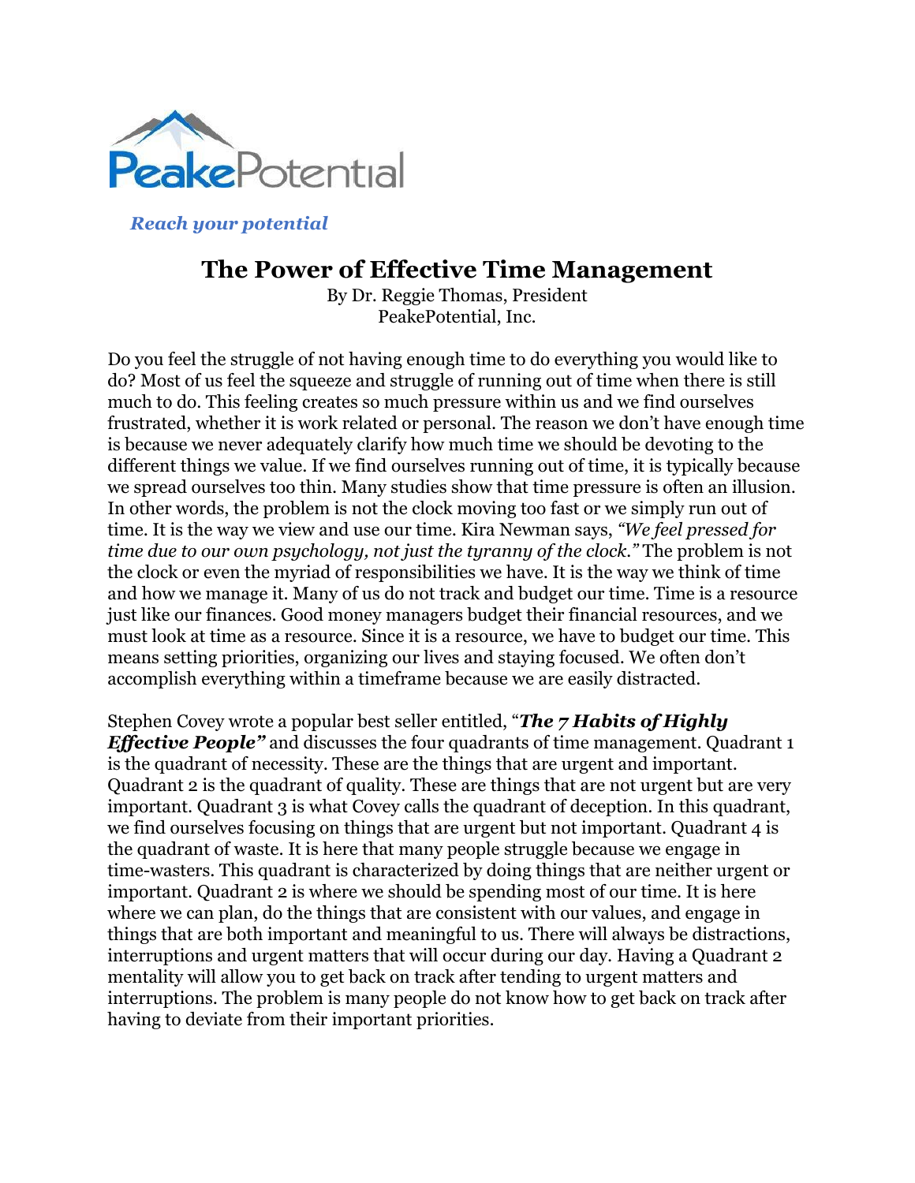PeakePotential

*Reach your potential*

# The Power of Effective Time Management

By Dr. Reggie Thomas, President
PeakePotential, Inc.

Do you feel the struggle of not having enough time to do everything you would like to do? Most of us feel the squeeze and struggle of running out of time when there is still much to do. This feeling creates so much pressure within us and we find ourselves frustrated, whether it is work related or personal. The reason we don't have enough time is because we never adequately clarify how much time we should be devoting to the different things we value. If we find ourselves running out of time, it is typically because we spread ourselves too thin. Many studies show that time pressure is often an illusion. In other words, the problem is not the clock moving too fast or we simply run out of time. It is the way we view and use our time. Kira Newman says, *"We feel pressed for time due to our own psychology, not just the tyranny of the clock."* The problem is not the clock or even the myriad of responsibilities we have. It is the way we think of time and how we manage it. Many of us do not track and budget our time. Time is a resource just like our finances. Good money managers budget their financial resources, and we must look at time as a resource. Since it is a resource, we have to budget our time. This means setting priorities, organizing our lives and staying focused. We often don't accomplish everything within a timeframe because we are easily distracted.

Stephen Covey wrote a popular best seller entitled, "***The 7 Habits of Highly Effective People"*** and discusses the four quadrants of time management. Quadrant 1 is the quadrant of necessity. These are the things that are urgent and important. Quadrant 2 is the quadrant of quality. These are things that are not urgent but are very important. Quadrant 3 is what Covey calls the quadrant of deception. In this quadrant, we find ourselves focusing on things that are urgent but not important. Quadrant 4 is the quadrant of waste. It is here that many people struggle because we engage in time-wasters. This quadrant is characterized by doing things that are neither urgent or important. Quadrant 2 is where we should be spending most of our time. It is here where we can plan, do the things that are consistent with our values, and engage in things that are both important and meaningful to us. There will always be distractions, interruptions and urgent matters that will occur during our day. Having a Quadrant 2 mentality will allow you to get back on track after tending to urgent matters and interruptions. The problem is many people do not know how to get back on track after having to deviate from their important priorities.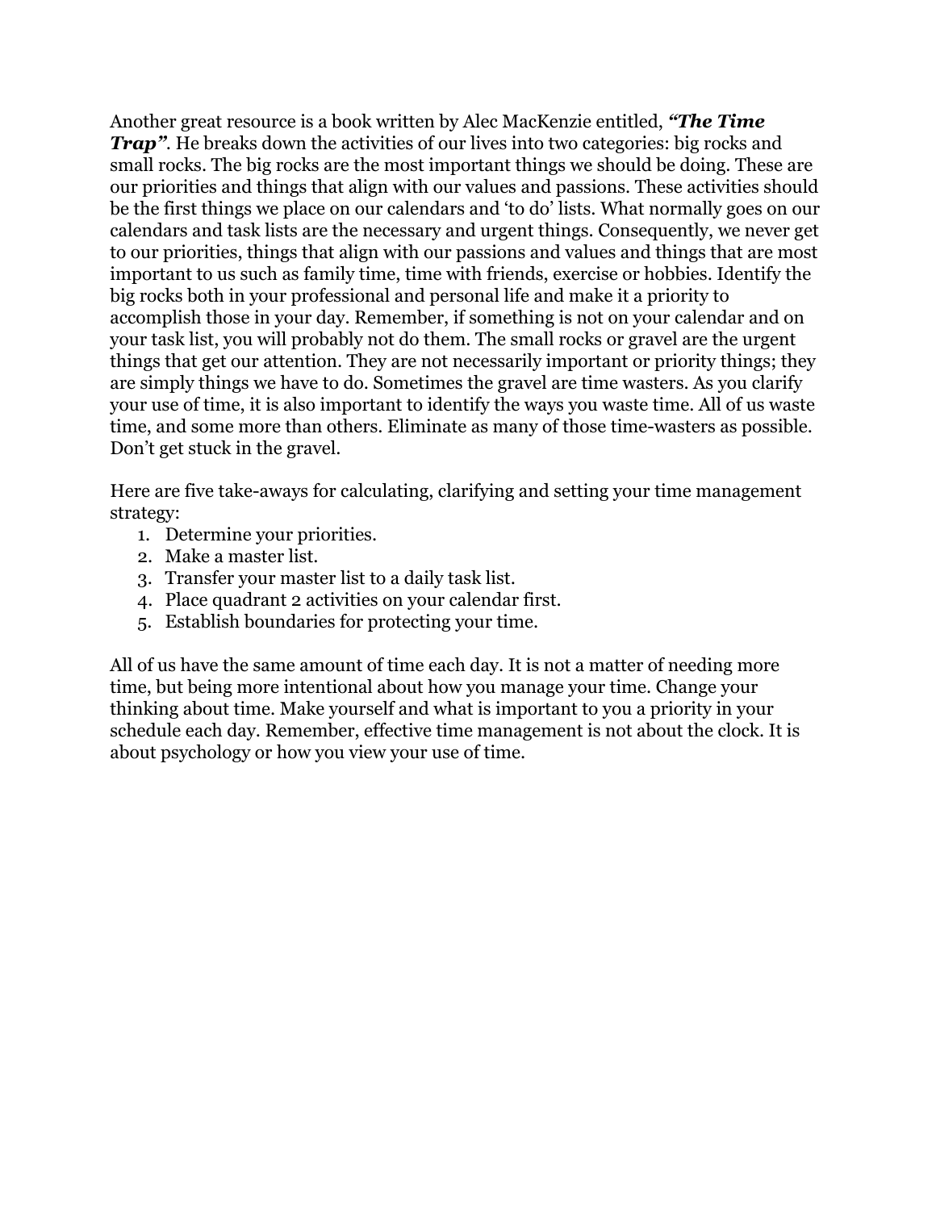Another great resource is a book written by Alec MacKenzie entitled, ***"The Time Trap"***. He breaks down the activities of our lives into two categories: big rocks and small rocks. The big rocks are the most important things we should be doing. These are our priorities and things that align with our values and passions. These activities should be the first things we place on our calendars and 'to do' lists. What normally goes on our calendars and task lists are the necessary and urgent things. Consequently, we never get to our priorities, things that align with our passions and values and things that are most important to us such as family time, time with friends, exercise or hobbies. Identify the big rocks both in your professional and personal life and make it a priority to accomplish those in your day. Remember, if something is not on your calendar and on your task list, you will probably not do them. The small rocks or gravel are the urgent things that get our attention. They are not necessarily important or priority things; they are simply things we have to do. Sometimes the gravel are time wasters. As you clarify your use of time, it is also important to identify the ways you waste time. All of us waste time, and some more than others. Eliminate as many of those time-wasters as possible. Don't get stuck in the gravel.

Here are five take-aways for calculating, clarifying and setting your time management strategy:

1. Determine your priorities.
2. Make a master list.
3. Transfer your master list to a daily task list.
4. Place quadrant 2 activities on your calendar first.
5. Establish boundaries for protecting your time.

All of us have the same amount of time each day. It is not a matter of needing more time, but being more intentional about how you manage your time. Change your thinking about time. Make yourself and what is important to you a priority in your schedule each day. Remember, effective time management is not about the clock. It is about psychology or how you view your use of time.